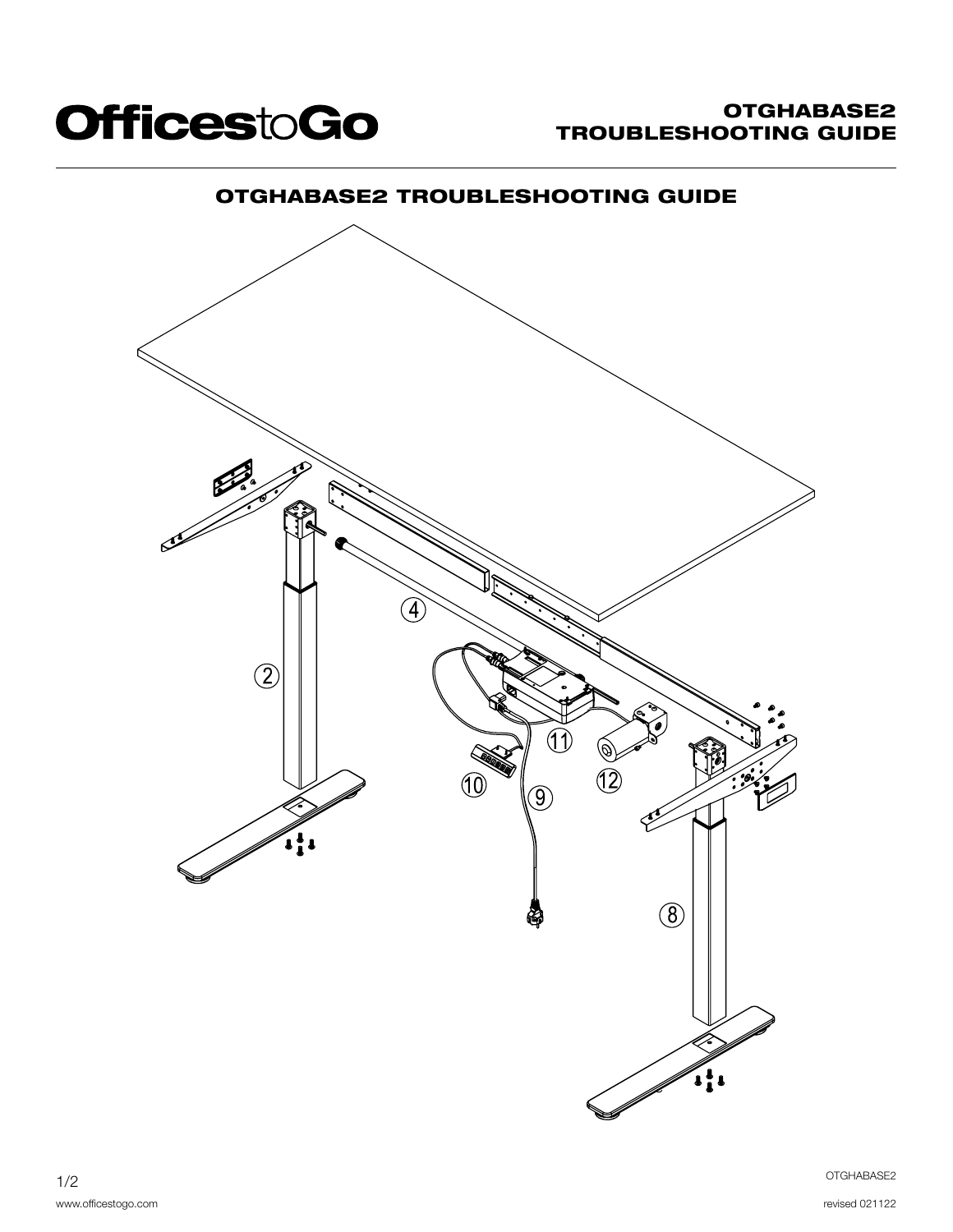# OTGHABASE2 TROUBLESHOOTING GUIDE

## OTGHABASE2 TROUBLESHOOTING GUIDE

2

4

11

12

10

9

8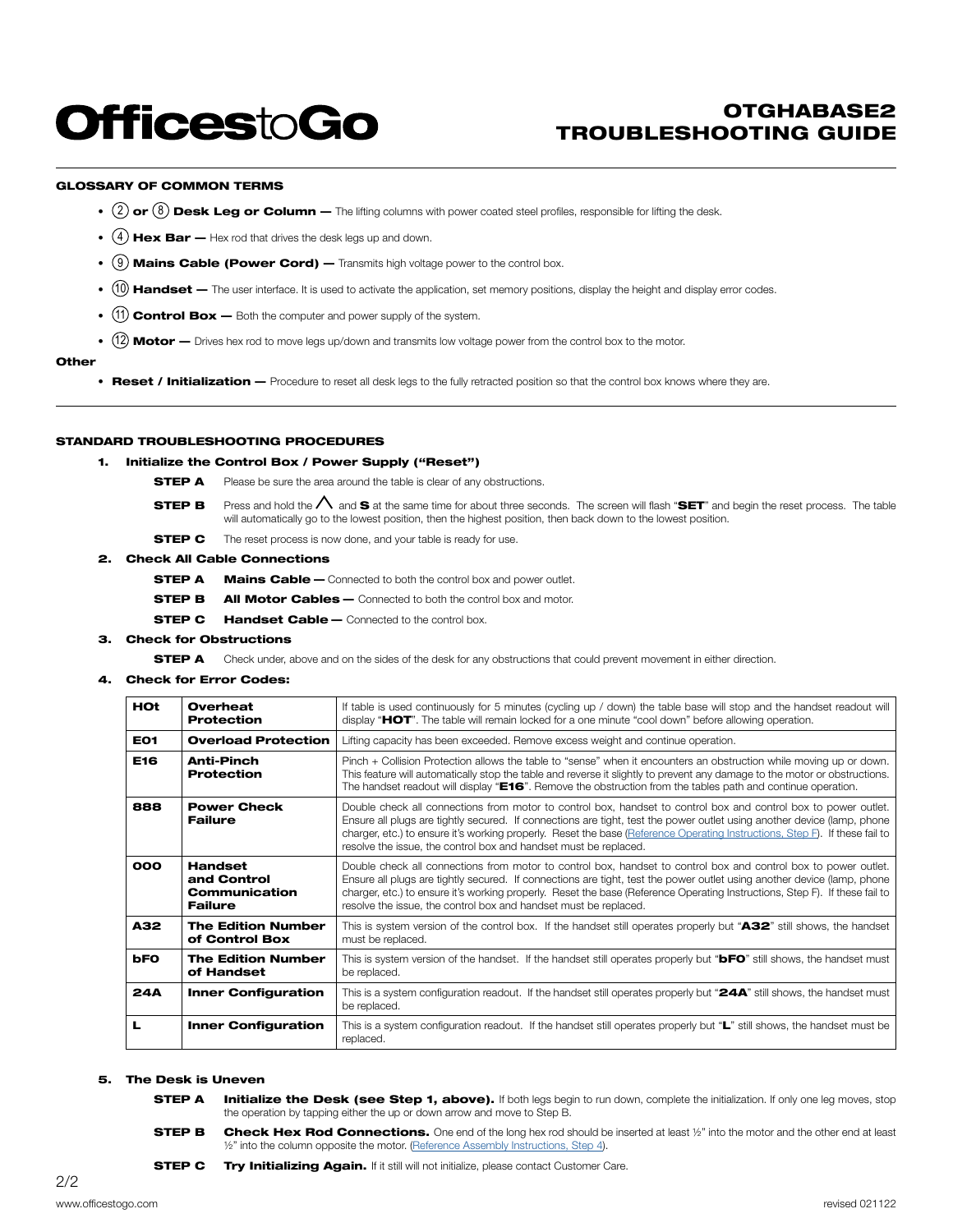# OfficestoGo

## OTGHABASE2 TROUBLESHOOTING GUIDE

### GLOSSARY OF COMMON TERMS

- ② or ⑧ **Desk Leg or Column —** The lifting columns with power coated steel profiles, responsible for lifting the desk.
- ④ **Hex Bar —** Hex rod that drives the desk legs up and down.
- ⑨ **Mains Cable (Power Cord) —** Transmits high voltage power to the control box.
- ⑩ **Handset —** The user interface. It is used to activate the application, set memory positions, display the height and display error codes.
- ⑪ **Control Box —** Both the computer and power supply of the system.
- ⑫ **Motor —** Drives hex rod to move legs up/down and transmits low voltage power from the control box to the motor.

**Other**

- **Reset / Initialization —** Procedure to reset all desk legs to the fully retracted position so that the control box knows where they are.

### STANDARD TROUBLESHOOTING PROCEDURES

**1. Initialize the Control Box / Power Supply ("Reset")**

**STEP A** Please be sure the area around the table is clear of any obstructions.

**STEP B** Press and hold the ∧ and **S** at the same time for about three seconds. The screen will flash "**SET**" and begin the reset process. The table will automatically go to the lowest position, then the highest position, then back down to the lowest position.

**STEP C** The reset process is now done, and your table is ready for use.

**2. Check All Cable Connections**

**STEP A** **Mains Cable —** Connected to both the control box and power outlet.

**STEP B** **All Motor Cables —** Connected to both the control box and motor.

**STEP C** **Handset Cable —** Connected to the control box.

**3. Check for Obstructions**

**STEP A** Check under, above and on the sides of the desk for any obstructions that could prevent movement in either direction.

**4. Check for Error Codes:**

| | | |
|---|---|---|
| **HOt** | **Overheat Protection** | If table is used continuously for 5 minutes (cycling up / down) the table base will stop and the handset readout will display "**HOT**". The table will remain locked for a one minute "cool down" before allowing operation. |
| **E01** | **Overload Protection** | Lifting capacity has been exceeded. Remove excess weight and continue operation. |
| **E16** | **Anti-Pinch Protection** | Pinch + Collision Protection allows the table to "sense" when it encounters an obstruction while moving up or down. This feature will automatically stop the table and reverse it slightly to prevent any damage to the motor or obstructions. The handset readout will display "**E16**". Remove the obstruction from the tables path and continue operation. |
| **888** | **Power Check Failure** | Double check all connections from motor to control box, handset to control box and control box to power outlet. Ensure all plugs are tightly secured. If connections are tight, test the power outlet using another device (lamp, phone charger, etc.) to ensure it's working properly. Reset the base (Reference Operating Instructions, Step F). If these fail to resolve the issue, the control box and handset must be replaced. |
| **000** | **Handset and Control Communication Failure** | Double check all connections from motor to control box, handset to control box and control box to power outlet. Ensure all plugs are tightly secured. If connections are tight, test the power outlet using another device (lamp, phone charger, etc.) to ensure it's working properly. Reset the base (Reference Operating Instructions, Step F). If these fail to resolve the issue, the control box and handset must be replaced. |
| **A32** | **The Edition Number of Control Box** | This is system version of the control box. If the handset still operates properly but "**A32**" still shows, the handset must be replaced. |
| **bFO** | **The Edition Number of Handset** | This is system version of the handset. If the handset still operates properly but "**bFO**" still shows, the handset must be replaced. |
| **24A** | **Inner Configuration** | This is a system configuration readout. If the handset still operates properly but "**24A**" still shows, the handset must be replaced. |
| **L** | **Inner Configuration** | This is a system configuration readout. If the handset still operates properly but "**L**" still shows, the handset must be replaced. |

**5. The Desk is Uneven**

**STEP A** **Initialize the Desk (see Step 1, above).** If both legs begin to run down, complete the initialization. If only one leg moves, stop the operation by tapping either the up or down arrow and move to Step B.

**STEP B** **Check Hex Rod Connections.** One end of the long hex rod should be inserted at least ½" into the motor and the other end at least ½" into the column opposite the motor. (Reference Assembly Instructions, Step 4).

**STEP C** **Try Initializing Again.** If it still will not initialize, please contact Customer Care.

www.officestogo.com

revised 021122